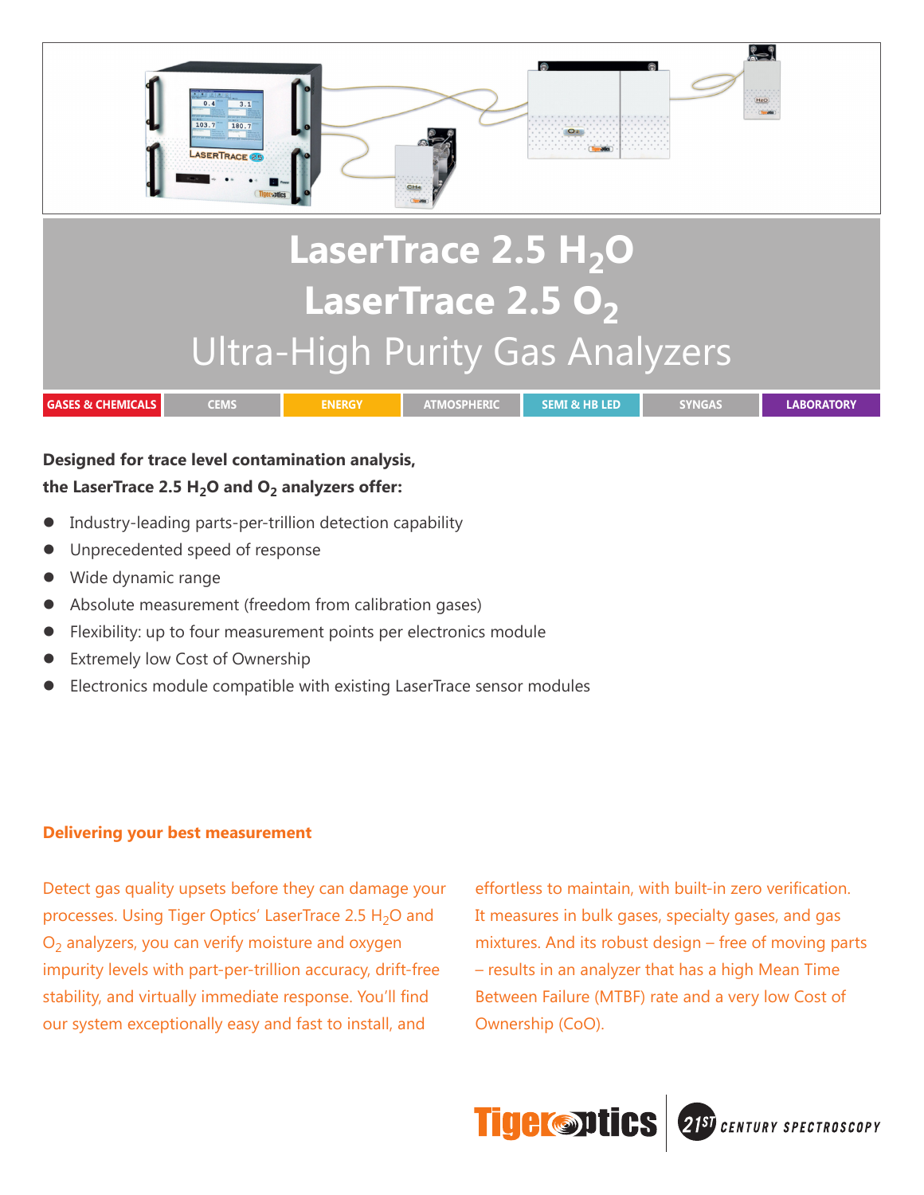# LaserTrace 2.5 $H_2O$
# LaserTrace 2.5 $O_2$
## Ultra-High Purity Gas Analyzers

GASES & CHEMICALS | CEMS | ENERGY | ATMOSPHERIC | SEMI & HB LED | SYNGAS | LABORATORY

**Designed for trace level contamination analysis, the LaserTrace 2.5 $H_2O$ and $O_2$ analyzers offer:**

- Industry-leading parts-per-trillion detection capability
- Unprecedented speed of response
- Wide dynamic range
- Absolute measurement (freedom from calibration gases)
- Flexibility: up to four measurement points per electronics module
- Extremely low Cost of Ownership
- Electronics module compatible with existing LaserTrace sensor modules

### Delivering your best measurement

Detect gas quality upsets before they can damage your processes. Using Tiger Optics' LaserTrace 2.5 $H_2O$ and $O_2$ analyzers, you can verify moisture and oxygen impurity levels with part-per-trillion accuracy, drift-free stability, and virtually immediate response. You'll find our system exceptionally easy and fast to install, and effortless to maintain, with built-in zero verification. It measures in bulk gases, specialty gases, and gas mixtures. And its robust design – free of moving parts – results in an analyzer that has a high Mean Time Between Failure (MTBF) rate and a very low Cost of Ownership (CoO).

Tiger Optics | 21ST CENTURY SPECTROSCOPY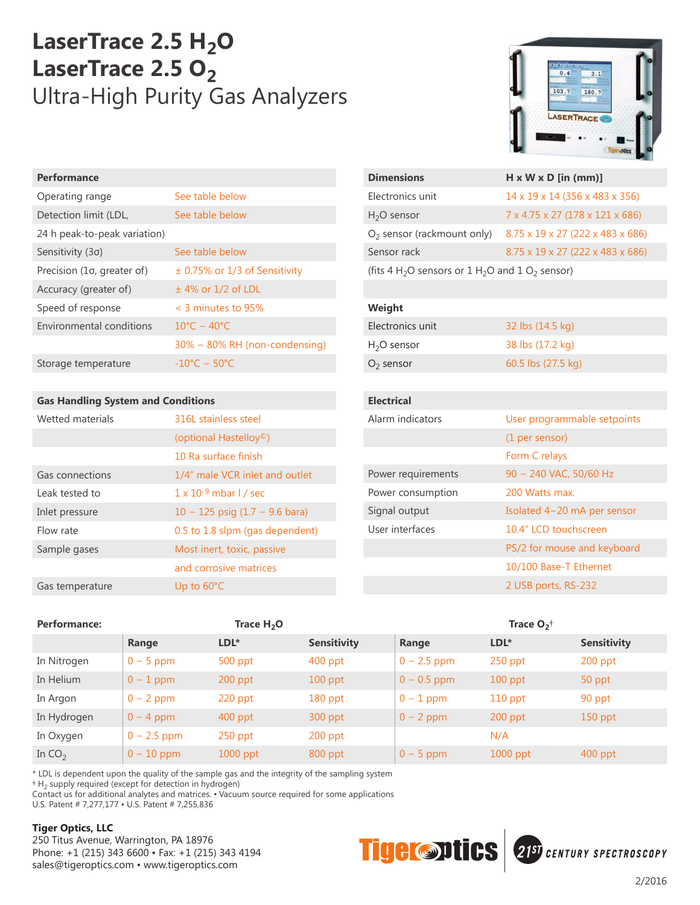# LaserTrace 2.5 $H_2O$
# LaserTrace 2.5 $O_2$
## Ultra-High Purity Gas Analyzers

| Performance | |
|---|---|
| Operating range | See table below |
| Detection limit (LDL, | See table below |
| 24 h peak-to-peak variation) | |
| Sensitivity (3σ) | See table below |
| Precision (1σ, greater of) | ± 0.75% or 1/3 of Sensitivity |
| Accuracy (greater of) | ± 4% or 1/2 of LDL |
| Speed of response | < 3 minutes to 95% |
| Environmental conditions | 10°C – 40°C |
| | 30% – 80% RH (non-condensing) |
| Storage temperature | -10°C – 50°C |

| Gas Handling System and Conditions | |
|---|---|
| Wetted materials | 316L stainless steel |
| | (optional Hastelloy©) |
| | 10 Ra surface finish |
| Gas connections | 1/4" male VCR inlet and outlet |
| Leak tested to | 1 x $10^{-9}$ mbar l / sec |
| Inlet pressure | 10 – 125 psig (1.7 – 9.6 bara) |
| Flow rate | 0.5 to 1.8 slpm (gas dependent) |
| Sample gases | Most inert, toxic, passive |
| | and corrosive matrices |
| Gas temperature | Up to 60°C |

| Dimensions | H x W x D [in (mm)] |
|---|---|
| Electronics unit | 14 x 19 x 14 (356 x 483 x 356) |
| $H_2O$ sensor | 7 x 4.75 x 27 (178 x 121 x 686) |
| $O_2$ sensor (rackmount only) | 8.75 x 19 x 27 (222 x 483 x 686) |
| Sensor rack | 8.75 x 19 x 27 (222 x 483 x 686) |
| (fits 4 $H_2O$ sensors or 1 $H_2O$ and 1 $O_2$ sensor) | |

| Weight | |
|---|---|
| Electronics unit | 32 lbs (14.5 kg) |
| $H_2O$ sensor | 38 lbs (17.2 kg) |
| $O_2$ sensor | 60.5 lbs (27.5 kg) |

| Electrical | |
|---|---|
| Alarm indicators | User programmable setpoints |
| | (1 per sensor) |
| | Form C relays |
| Power requirements | 90 – 240 VAC, 50/60 Hz |
| Power consumption | 200 Watts max. |
| Signal output | Isolated 4–20 mA per sensor |
| User interfaces | 10.4" LCD touchscreen |
| | PS/2 for mouse and keyboard |
| | 10/100 Base-T Ethernet |
| | 2 USB ports, RS-232 |

| Performance: | Trace $H_2O$ | | | Trace $O_2$† | | |
|---|---|---|---|---|---|---|
| | Range | LDL* | Sensitivity | Range | LDL* | Sensitivity |
| In Nitrogen | 0 – 5 ppm | 500 ppt | 400 ppt | 0 – 2.5 ppm | 250 ppt | 200 ppt |
| In Helium | 0 – 1 ppm | 200 ppt | 100 ppt | 0 – 0.5 ppm | 100 ppt | 50 ppt |
| In Argon | 0 – 2 ppm | 220 ppt | 180 ppt | 0 – 1 ppm | 110 ppt | 90 ppt |
| In Hydrogen | 0 – 4 ppm | 400 ppt | 300 ppt | 0 – 2 ppm | 200 ppt | 150 ppt |
| In Oxygen | 0 – 2.5 ppm | 250 ppt | 200 ppt | | N/A | |
| In $CO_2$ | 0 – 10 ppm | 1000 ppt | 800 ppt | 0 – 5 ppm | 1000 ppt | 400 ppt |

\* LDL is dependent upon the quality of the sample gas and the integrity of the sampling system
† $H_2$ supply required (except for detection in hydrogen)
Contact us for additional analytes and matrices. • Vacuum source required for some applications
U.S. Patent # 7,277,177 • U.S. Patent # 7,255,836

**Tiger Optics, LLC**
250 Titus Avenue, Warrington, PA 18976
Phone: +1 (215) 343 6600 • Fax: +1 (215) 343 4194
sales@tigeroptics.com • www.tigeroptics.com

Tiger Optics | 21ST CENTURY SPECTROSCOPY

2/2016